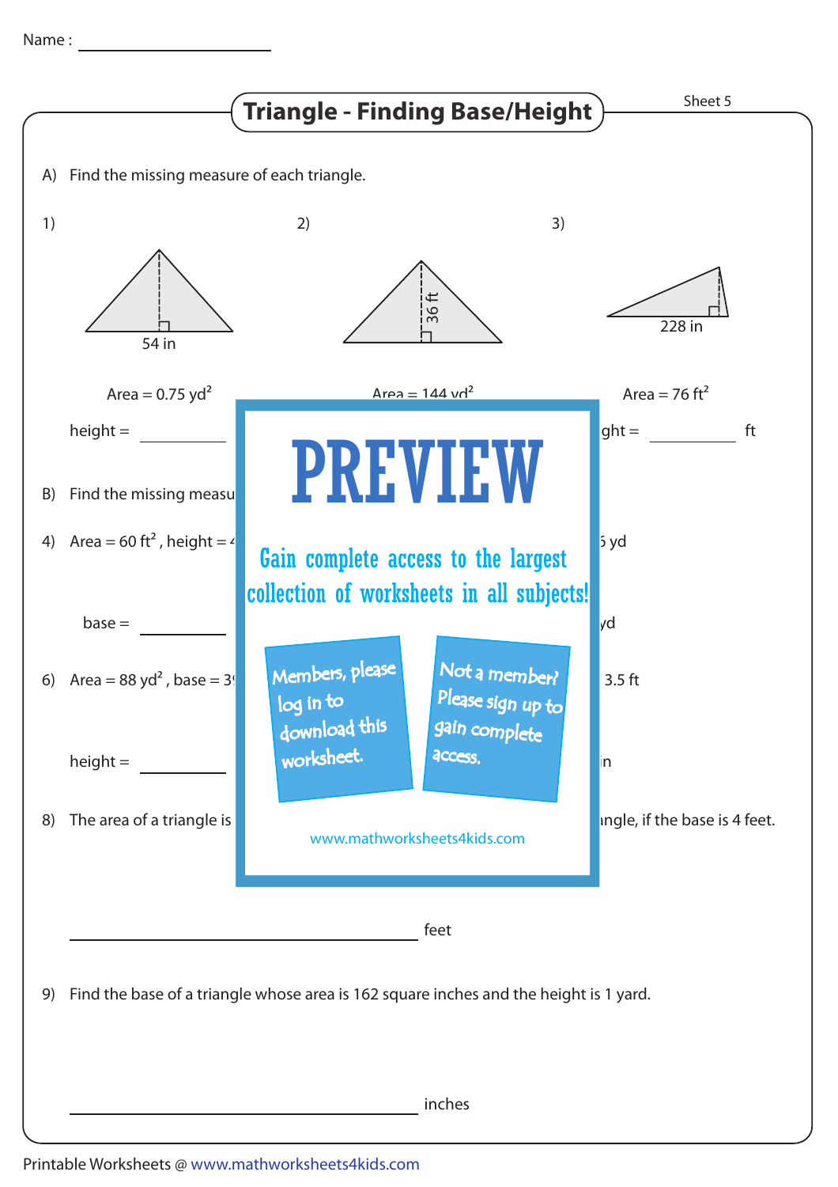Name : ____________________

# Triangle - Finding Base/Height

Sheet 5

A) Find the missing measure of each triangle.

1) 54 in

Area = 0.75 $yd^2$

height = __________

2) 36 ft

Area = 144 $yd^2$

3) 228 in

Area = 76 $ft^2$

ght = __________ ft

B) Find the missing measu

4) Area = 60 $ft^2$ , height = 4

5 yd

base = __________

yd

6) Area = 88 $yd^2$ , base = 3

3.5 ft

height = __________

in

8) The area of a triangle is

ngle, if the base is 4 feet.

PREVIEW

Gain complete access to the largest collection of worksheets in all subjects!

Members, please log in to download this worksheet.

Not a member? Please sign up to gain complete access.

www.mathworksheets4kids.com

______________________________ feet

9) Find the base of a triangle whose area is 162 square inches and the height is 1 yard.

______________________________ inches

Printable Worksheets @ www.mathworksheets4kids.com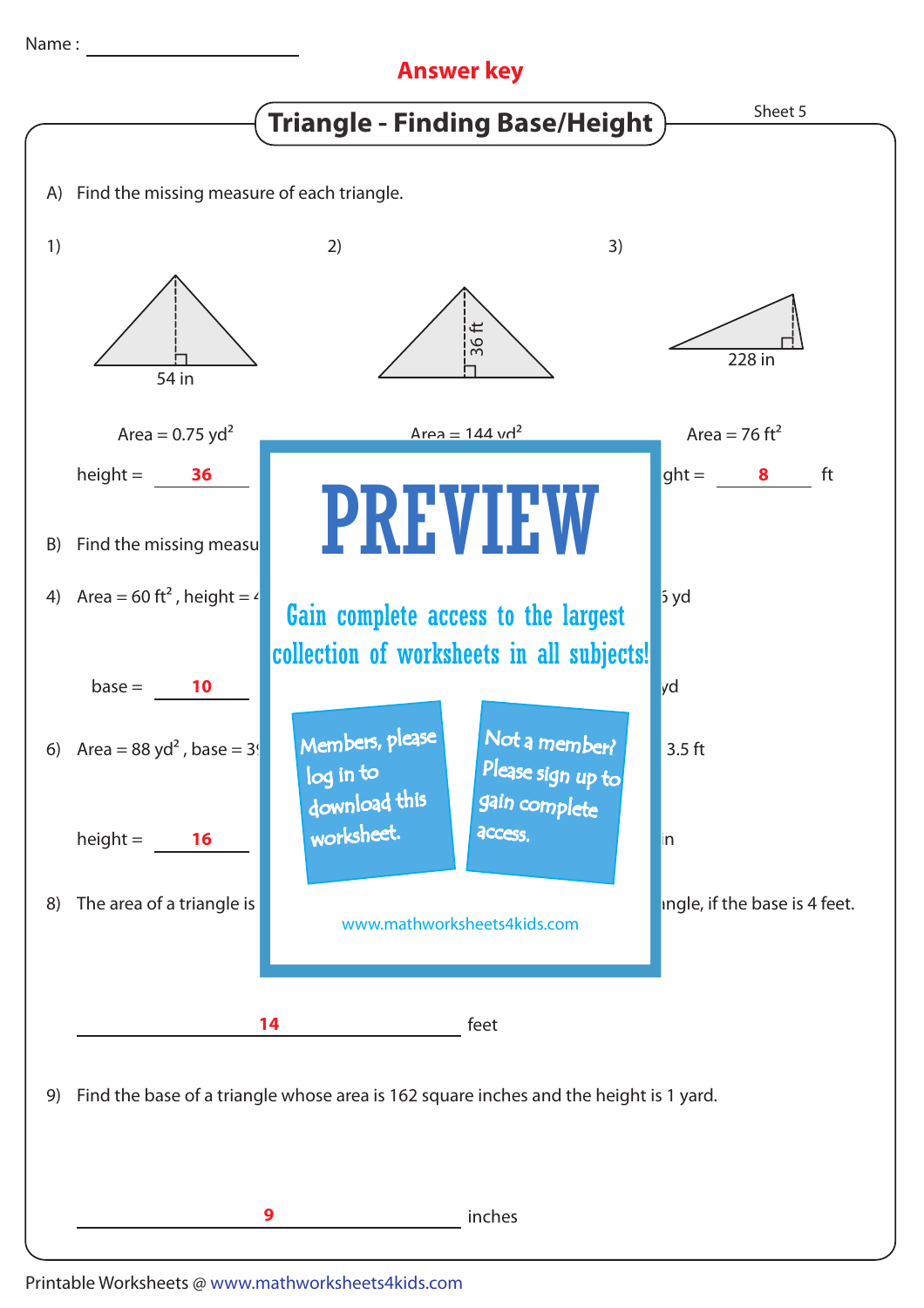Name :

**Answer key**

# Triangle - Finding Base/Height

Sheet 5

A) Find the missing measure of each triangle.

1)

54 in

Area = 0.75 $yd^2$

height = **36**

2)

36 ft

Area = 144 $yd^2$

3)

228 in

Area = 76 $ft^2$

ght = **8** ft

PREVIEW

Gain complete access to the largest collection of worksheets in all subjects!

Members, please log in to download this worksheet.

Not a member? Please sign up to gain complete access.

www.mathworksheets4kids.com

B) Find the missing measu

4) Area = 60 $ft^2$ , height = 4

base = **10**

5 yd

yd

6) Area = 88 $yd^2$ , base = 3

height = **16**

3.5 ft

in

8) The area of a triangle is ... ingle, if the base is 4 feet.

**14** feet

9) Find the base of a triangle whose area is 162 square inches and the height is 1 yard.

**9** inches

Printable Worksheets @ www.mathworksheets4kids.com